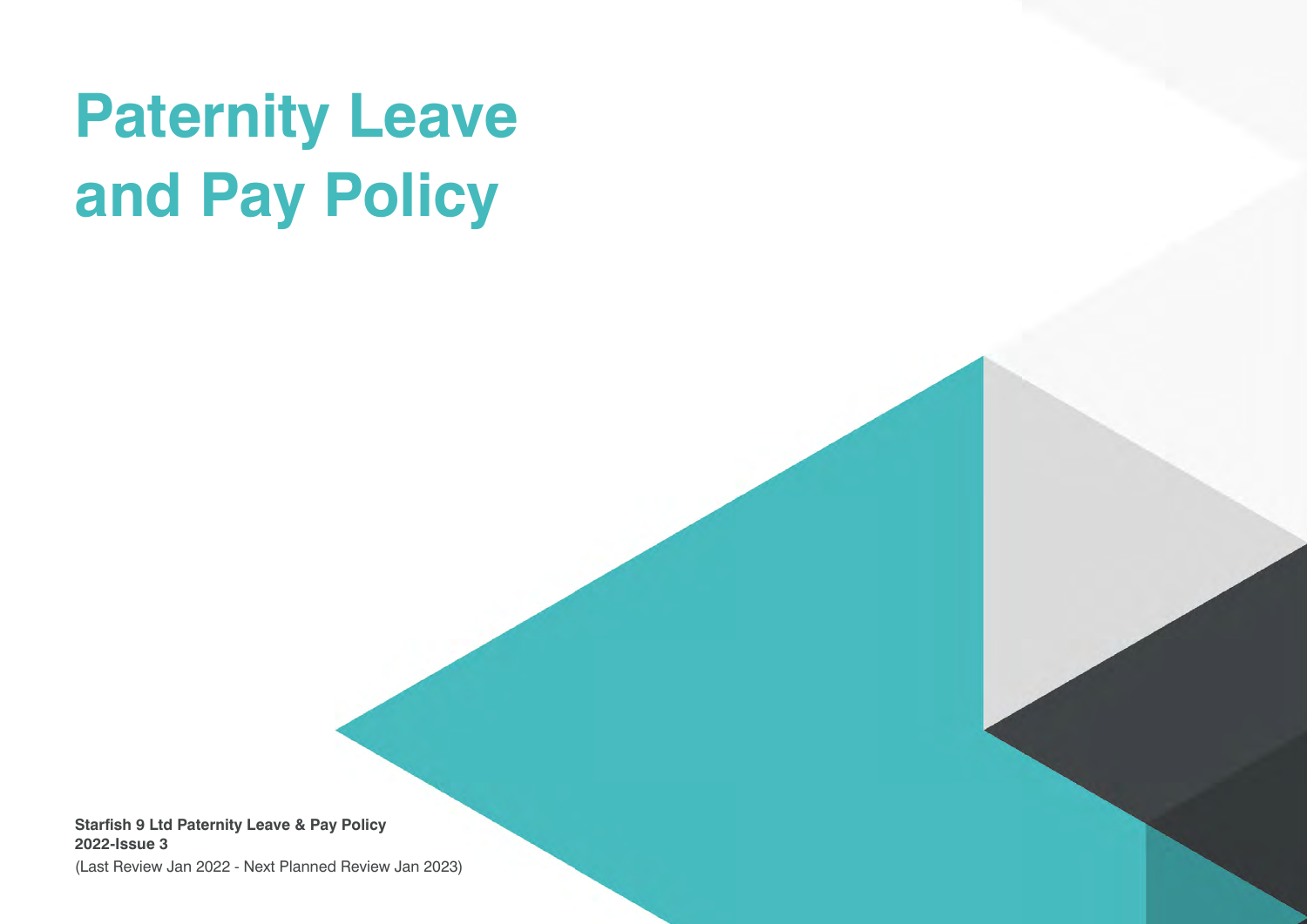# Paternity Leave and Pay Policy

**Starfish 9 Ltd Paternity Leave & Pay Policy**
**2022-Issue 3**
(Last Review Jan 2022 - Next Planned Review Jan 2023)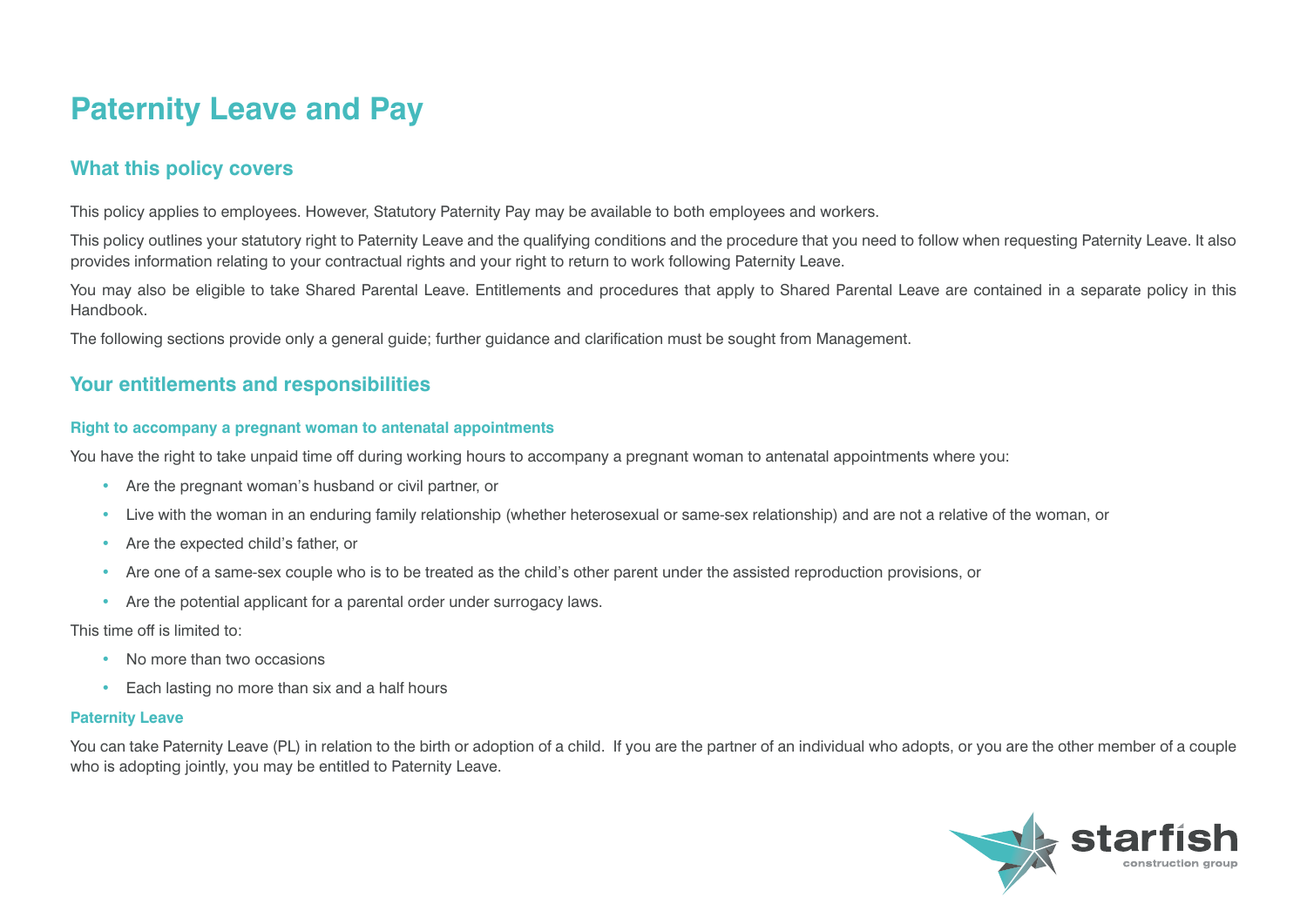# Paternity Leave and Pay

## What this policy covers

This policy applies to employees. However, Statutory Paternity Pay may be available to both employees and workers.

This policy outlines your statutory right to Paternity Leave and the qualifying conditions and the procedure that you need to follow when requesting Paternity Leave. It also provides information relating to your contractual rights and your right to return to work following Paternity Leave.

You may also be eligible to take Shared Parental Leave. Entitlements and procedures that apply to Shared Parental Leave are contained in a separate policy in this Handbook.

The following sections provide only a general guide; further guidance and clarification must be sought from Management.

## Your entitlements and responsibilities

### Right to accompany a pregnant woman to antenatal appointments

You have the right to take unpaid time off during working hours to accompany a pregnant woman to antenatal appointments where you:

- Are the pregnant woman's husband or civil partner, or
- Live with the woman in an enduring family relationship (whether heterosexual or same-sex relationship) and are not a relative of the woman, or
- Are the expected child's father, or
- Are one of a same-sex couple who is to be treated as the child's other parent under the assisted reproduction provisions, or
- Are the potential applicant for a parental order under surrogacy laws.

This time off is limited to:

- No more than two occasions
- Each lasting no more than six and a half hours

### Paternity Leave

You can take Paternity Leave (PL) in relation to the birth or adoption of a child. If you are the partner of an individual who adopts, or you are the other member of a couple who is adopting jointly, you may be entitled to Paternity Leave.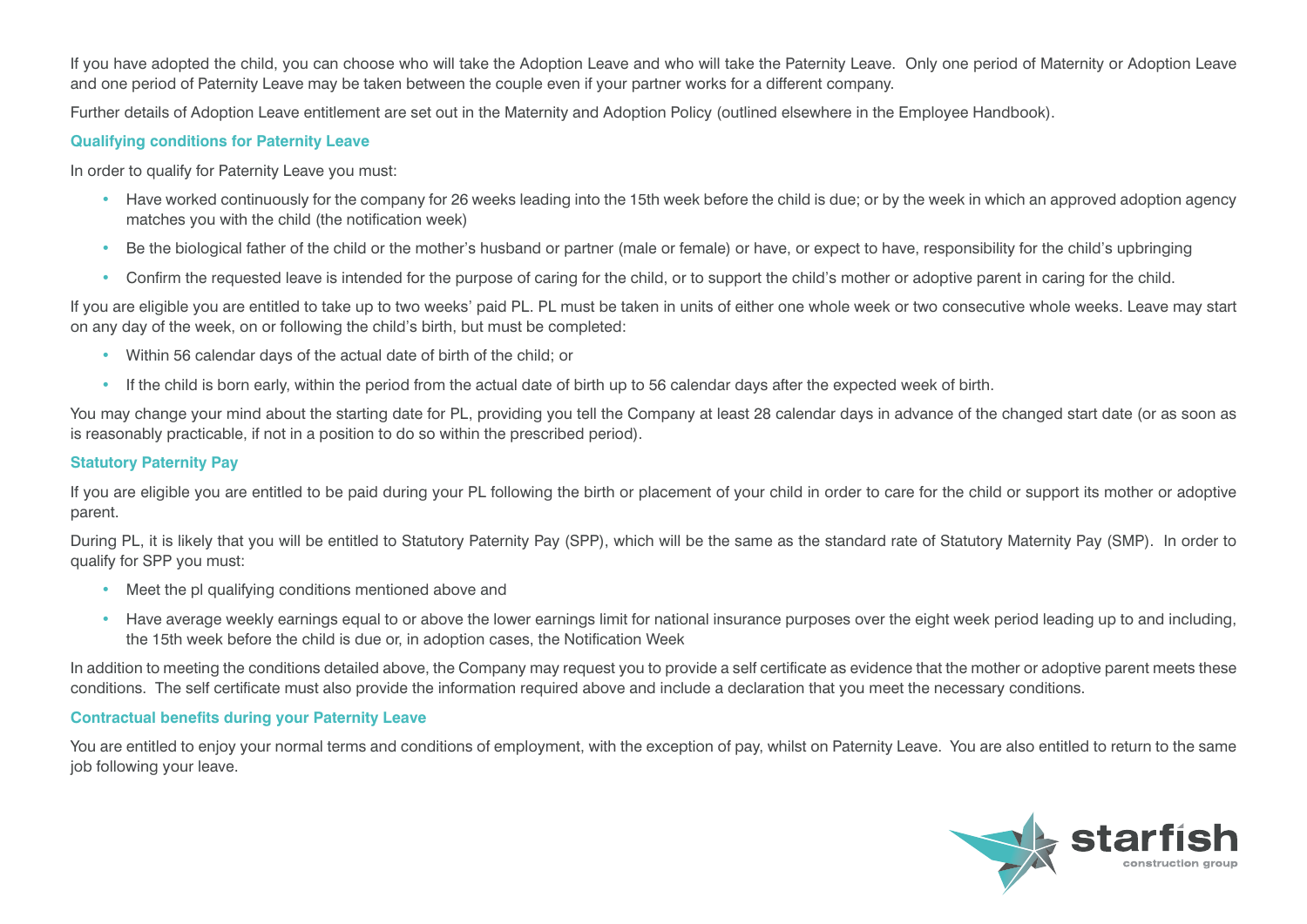If you have adopted the child, you can choose who will take the Adoption Leave and who will take the Paternity Leave.  Only one period of Maternity or Adoption Leave and one period of Paternity Leave may be taken between the couple even if your partner works for a different company.

Further details of Adoption Leave entitlement are set out in the Maternity and Adoption Policy (outlined elsewhere in the Employee Handbook).

### Qualifying conditions for Paternity Leave

In order to qualify for Paternity Leave you must:

- Have worked continuously for the company for 26 weeks leading into the 15th week before the child is due; or by the week in which an approved adoption agency matches you with the child (the notification week)
- Be the biological father of the child or the mother's husband or partner (male or female) or have, or expect to have, responsibility for the child's upbringing
- Confirm the requested leave is intended for the purpose of caring for the child, or to support the child's mother or adoptive parent in caring for the child.

If you are eligible you are entitled to take up to two weeks' paid PL. PL must be taken in units of either one whole week or two consecutive whole weeks. Leave may start on any day of the week, on or following the child's birth, but must be completed:

- Within 56 calendar days of the actual date of birth of the child; or
- If the child is born early, within the period from the actual date of birth up to 56 calendar days after the expected week of birth.

You may change your mind about the starting date for PL, providing you tell the Company at least 28 calendar days in advance of the changed start date (or as soon as is reasonably practicable, if not in a position to do so within the prescribed period).

### Statutory Paternity Pay

If you are eligible you are entitled to be paid during your PL following the birth or placement of your child in order to care for the child or support its mother or adoptive parent.

During PL, it is likely that you will be entitled to Statutory Paternity Pay (SPP), which will be the same as the standard rate of Statutory Maternity Pay (SMP).  In order to qualify for SPP you must:

- Meet the pl qualifying conditions mentioned above and
- Have average weekly earnings equal to or above the lower earnings limit for national insurance purposes over the eight week period leading up to and including, the 15th week before the child is due or, in adoption cases, the Notification Week

In addition to meeting the conditions detailed above, the Company may request you to provide a self certificate as evidence that the mother or adoptive parent meets these conditions.  The self certificate must also provide the information required above and include a declaration that you meet the necessary conditions.

### Contractual benefits during your Paternity Leave

You are entitled to enjoy your normal terms and conditions of employment, with the exception of pay, whilst on Paternity Leave.  You are also entitled to return to the same job following your leave.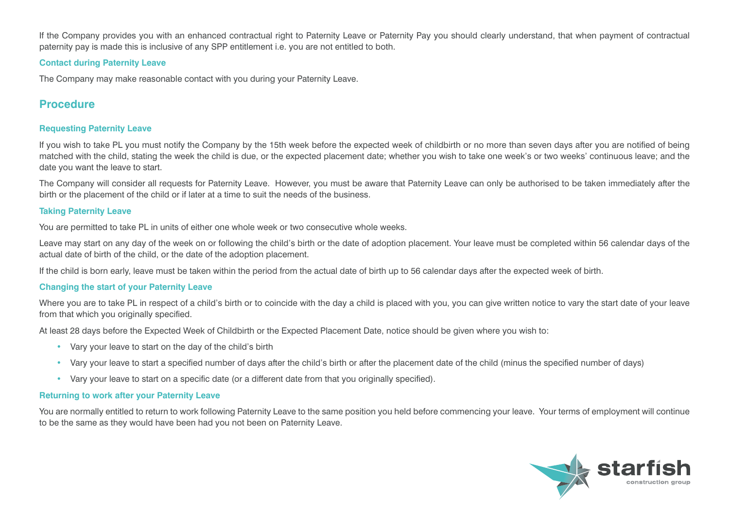If the Company provides you with an enhanced contractual right to Paternity Leave or Paternity Pay you should clearly understand, that when payment of contractual paternity pay is made this is inclusive of any SPP entitlement i.e. you are not entitled to both.

### Contact during Paternity Leave

The Company may make reasonable contact with you during your Paternity Leave.

## Procedure

### Requesting Paternity Leave

If you wish to take PL you must notify the Company by the 15th week before the expected week of childbirth or no more than seven days after you are notified of being matched with the child, stating the week the child is due, or the expected placement date; whether you wish to take one week's or two weeks' continuous leave; and the date you want the leave to start.

The Company will consider all requests for Paternity Leave. However, you must be aware that Paternity Leave can only be authorised to be taken immediately after the birth or the placement of the child or if later at a time to suit the needs of the business.

### Taking Paternity Leave

You are permitted to take PL in units of either one whole week or two consecutive whole weeks.

Leave may start on any day of the week on or following the child's birth or the date of adoption placement. Your leave must be completed within 56 calendar days of the actual date of birth of the child, or the date of the adoption placement.

If the child is born early, leave must be taken within the period from the actual date of birth up to 56 calendar days after the expected week of birth.

### Changing the start of your Paternity Leave

Where you are to take PL in respect of a child's birth or to coincide with the day a child is placed with you, you can give written notice to vary the start date of your leave from that which you originally specified.

At least 28 days before the Expected Week of Childbirth or the Expected Placement Date, notice should be given where you wish to:

- Vary your leave to start on the day of the child's birth
- Vary your leave to start a specified number of days after the child's birth or after the placement date of the child (minus the specified number of days)
- Vary your leave to start on a specific date (or a different date from that you originally specified).

### Returning to work after your Paternity Leave

You are normally entitled to return to work following Paternity Leave to the same position you held before commencing your leave. Your terms of employment will continue to be the same as they would have been had you not been on Paternity Leave.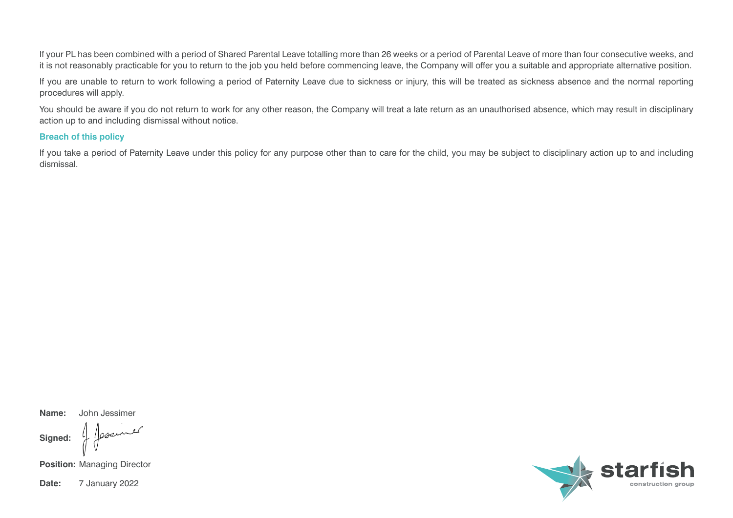If your PL has been combined with a period of Shared Parental Leave totalling more than 26 weeks or a period of Parental Leave of more than four consecutive weeks, and it is not reasonably practicable for you to return to the job you held before commencing leave, the Company will offer you a suitable and appropriate alternative position.

If you are unable to return to work following a period of Paternity Leave due to sickness or injury, this will be treated as sickness absence and the normal reporting procedures will apply.

You should be aware if you do not return to work for any other reason, the Company will treat a late return as an unauthorised absence, which may result in disciplinary action up to and including dismissal without notice.

### Breach of this policy

If you take a period of Paternity Leave under this policy for any purpose other than to care for the child, you may be subject to disciplinary action up to and including dismissal.

**Name:** John Jessimer

**Signed:** J Jessimer

**Position:** Managing Director

**Date:** 7 January 2022

starfish construction group